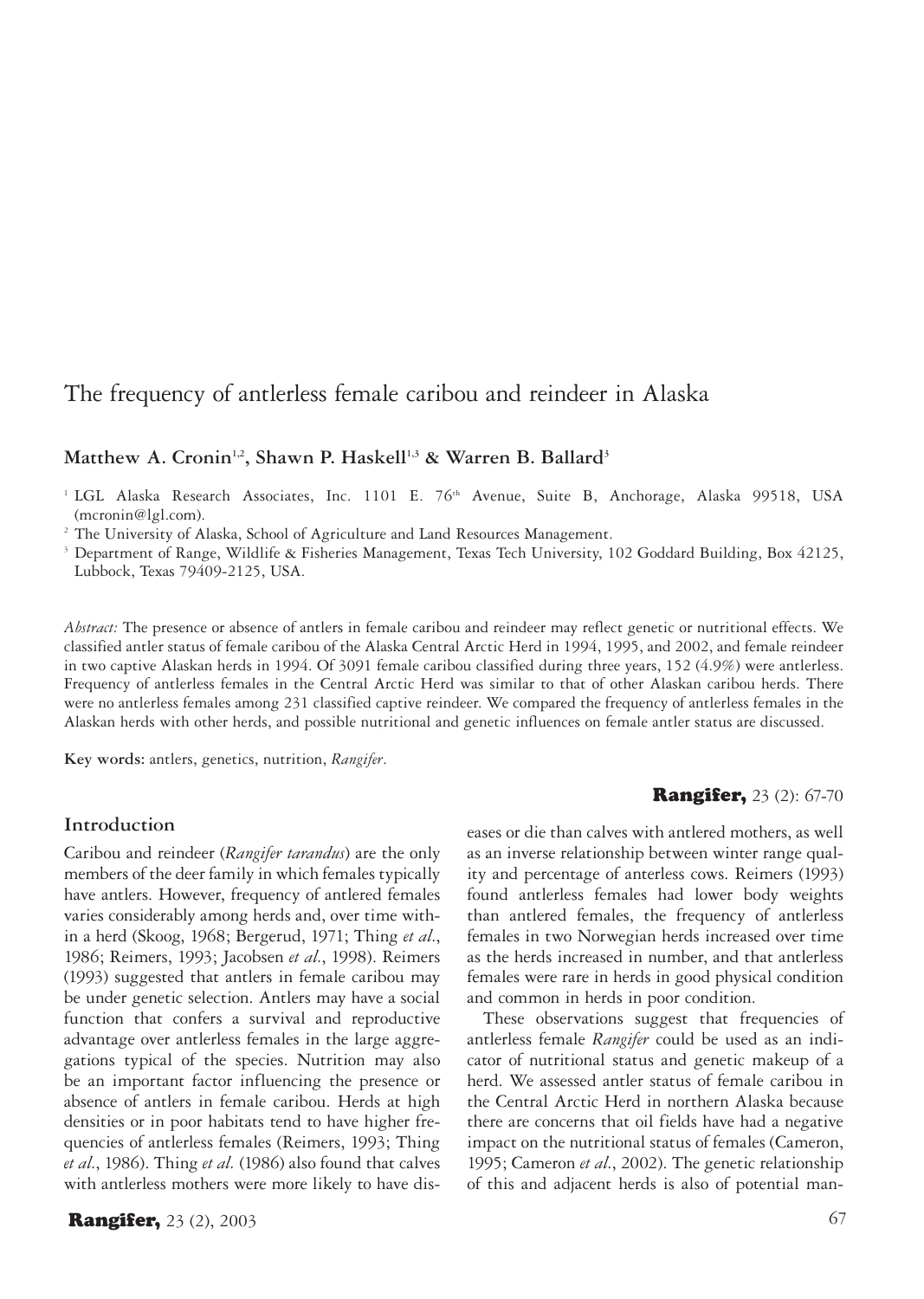# The frequency of antlerless female caribou and reindeer in Alaska

**Matthew A. Cronin[1,2], Shawn P. Haskell[1,3] & Warren B. Ballard[3]**

[1] LGL Alaska Research Associates, Inc. 1101 E. 76th Avenue, Suite B, Anchorage, Alaska 99518, USA (mcronin@lgl.com).

[2] The University of Alaska, School of Agriculture and Land Resources Management.

[3] Department of Range, Wildlife & Fisheries Management, Texas Tech University, 102 Goddard Building, Box 42125, Lubbock, Texas 79409-2125, USA.

*Abstract:* The presence or absence of antlers in female caribou and reindeer may reflect genetic or nutritional effects. We classified antler status of female caribou of the Alaska Central Arctic Herd in 1994, 1995, and 2002, and female reindeer in two captive Alaskan herds in 1994. Of 3091 female caribou classified during three years, 152 (4.9%) were antlerless. Frequency of antlerless females in the Central Arctic Herd was similar to that of other Alaskan caribou herds. There were no antlerless females among 231 classified captive reindeer. We compared the frequency of antlerless females in the Alaskan herds with other herds, and possible nutritional and genetic influences on female antler status are discussed.

**Key words:** antlers, genetics, nutrition, *Rangifer*.

## Introduction

Caribou and reindeer (*Rangifer tarandus*) are the only members of the deer family in which females typically have antlers. However, frequency of antlered females varies considerably among herds and, over time within a herd (Skoog, 1968; Bergerud, 1971; Thing *et al.*, 1986; Reimers, 1993; Jacobsen *et al.*, 1998). Reimers (1993) suggested that antlers in female caribou may be under genetic selection. Antlers may have a social function that confers a survival and reproductive advantage over antlerless females in the large aggregations typical of the species. Nutrition may also be an important factor influencing the presence or absence of antlers in female caribou. Herds at high densities or in poor habitats tend to have higher frequencies of antlerless females (Reimers, 1993; Thing *et al.*, 1986). Thing *et al.* (1986) also found that calves with antlerless mothers were more likely to have diseases or die than calves with antlered mothers, as well as an inverse relationship between winter range quality and percentage of anterless cows. Reimers (1993) found antlerless females had lower body weights than antlered females, the frequency of antlerless females in two Norwegian herds increased over time as the herds increased in number, and that antlerless females were rare in herds in good physical condition and common in herds in poor condition.

These observations suggest that frequencies of antlerless female *Rangifer* could be used as an indicator of nutritional status and genetic makeup of a herd. We assessed antler status of female caribou in the Central Arctic Herd in northern Alaska because there are concerns that oil fields have had a negative impact on the nutritional status of females (Cameron, 1995; Cameron *et al.*, 2002). The genetic relationship of this and adjacent herds is also of potential man-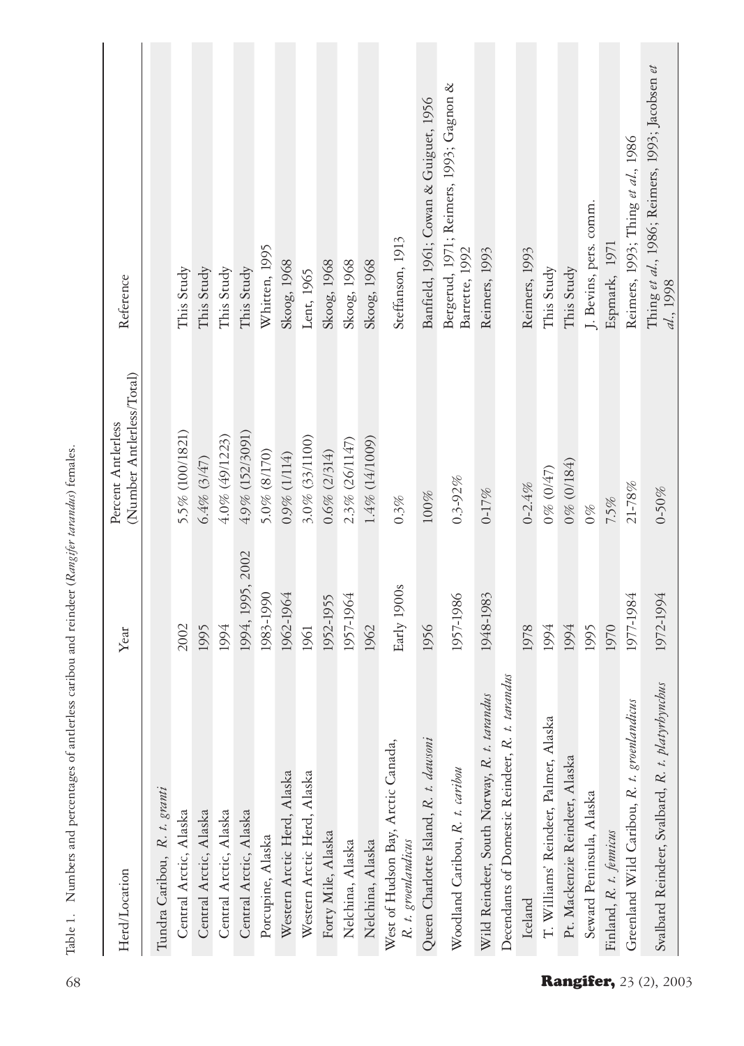Table 1. Numbers and percentages of antlerless caribou and reindeer (*Rangifer tarandus*) females.

| Herd/Location | Year | Percent Antlerless (Number Antlerless/Total) | Reference |
|---|---|---|---|
| Tundra Caribou, *R. t. granti* | | | |
| Central Arctic, Alaska | 2002 | 5.5% (100/1821) | This Study |
| Central Arctic, Alaska | 1995 | 6.4% (3/47) | This Study |
| Central Arctic, Alaska | 1994 | 4.0% (49/1223) | This Study |
| Central Arctic, Alaska | 1994, 1995, 2002 | 4.9% (152/3091) | This Study |
| Porcupine, Alaska | 1983-1990 | 5.0% (8/170) | Whitten, 1995 |
| Western Arctic Herd, Alaska | 1962-1964 | 0.9% (1/114) | Skoog, 1968 |
| Western Arctic Herd, Alaska | 1961 | 3.0% (33/1100) | Lent, 1965 |
| Forty Mile, Alaska | 1952-1955 | 0.6% (2/314) | Skoog, 1968 |
| Nelchina, Alaska | 1957-1964 | 2.3% (26/1147) | Skoog, 1968 |
| Nelchina, Alaska | 1962 | 1.4% (14/1009) | Skoog, 1968 |
| West of Hudson Bay, Arctic Canada, *R. t. groenlandicus* | Early 1900s | 0.3% | Steffanson, 1913 |
| Queen Charlotte Island, *R. t. dawsoni* | 1956 | 100% | Banfield, 1961; Cowan & Guiguet, 1956 |
| Woodland Caribou, *R. t. caribou* | 1957-1986 | 0.3-92% | Bergerud, 1971; Reimers, 1993; Gagnon & Barrette, 1992 |
| Wild Reindeer, South Norway, *R. t. tarandus* | 1948-1983 | 0-17% | Reimers, 1993 |
| Decendants of Domestic Reindeer, *R. t. tarandus* | | | |
| Iceland | 1978 | 0-2.4% | Reimers, 1993 |
| T. Williams' Reindeer, Palmer, Alaska | 1994 | 0% (0/47) | This Study |
| Pt. Mackenzie Reindeer, Alaska | 1994 | 0% (0/184) | This Study |
| Seward Peninsula, Alaska | 1995 | 0% | J. Bevins, pers. comm. |
| Finland, *R. t. fennicus* | 1970 | 7.5% | Espmark, 1971 |
| Greenland Wild Caribou, *R. t. groenlandicus* | 1977-1984 | 21-78% | Reimers, 1993; Thing *et al.*, 1986 |
| Svalbard Reindeer, Svalbard, *R. t. platyrhynchus* | 1972-1994 | 0-50% | Thing *et al.*, 1986; Reimers, 1993; Jacobsen *et al.*, 1998 |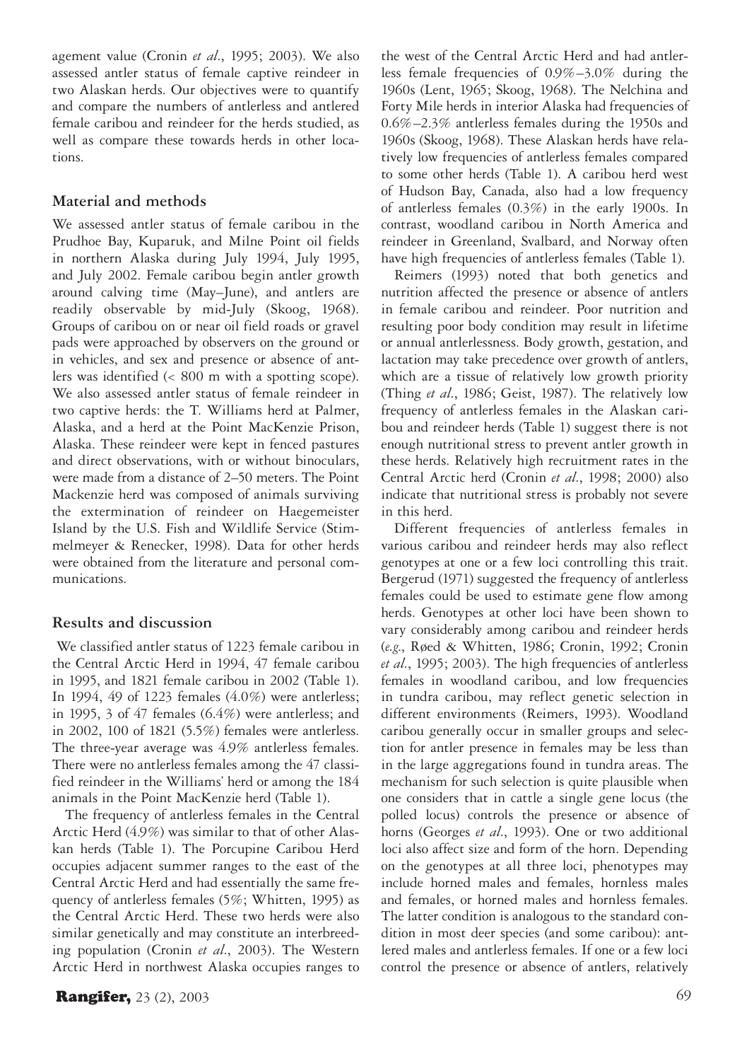agement value (Cronin *et al*., 1995; 2003). We also assessed antler status of female captive reindeer in two Alaskan herds. Our objectives were to quantify and compare the numbers of antlerless and antlered female caribou and reindeer for the herds studied, as well as compare these towards herds in other locations.

## Material and methods

We assessed antler status of female caribou in the Prudhoe Bay, Kuparuk, and Milne Point oil fields in northern Alaska during July 1994, July 1995, and July 2002. Female caribou begin antler growth around calving time (May–June), and antlers are readily observable by mid-July (Skoog, 1968). Groups of caribou on or near oil field roads or gravel pads were approached by observers on the ground or in vehicles, and sex and presence or absence of antlers was identified (< 800 m with a spotting scope). We also assessed antler status of female reindeer in two captive herds: the T. Williams herd at Palmer, Alaska, and a herd at the Point MacKenzie Prison, Alaska. These reindeer were kept in fenced pastures and direct observations, with or without binoculars, were made from a distance of 2–50 meters. The Point Mackenzie herd was composed of animals surviving the extermination of reindeer on Haegemeister Island by the U.S. Fish and Wildlife Service (Stimmelmeyer & Renecker, 1998). Data for other herds were obtained from the literature and personal communications.

## Results and discussion

We classified antler status of 1223 female caribou in the Central Arctic Herd in 1994, 47 female caribou in 1995, and 1821 female caribou in 2002 (Table 1). In 1994, 49 of 1223 females (4.0%) were antlerless; in 1995, 3 of 47 females (6.4%) were antlerless; and in 2002, 100 of 1821 (5.5%) females were antlerless. The three-year average was 4.9% antlerless females. There were no antlerless females among the 47 classified reindeer in the Williams' herd or among the 184 animals in the Point MacKenzie herd (Table 1).

The frequency of antlerless females in the Central Arctic Herd (4.9%) was similar to that of other Alaskan herds (Table 1). The Porcupine Caribou Herd occupies adjacent summer ranges to the east of the Central Arctic Herd and had essentially the same frequency of antlerless females (5%; Whitten, 1995) as the Central Arctic Herd. These two herds were also similar genetically and may constitute an interbreeding population (Cronin *et al*., 2003). The Western Arctic Herd in northwest Alaska occupies ranges to the west of the Central Arctic Herd and had antlerless female frequencies of 0.9%–3.0% during the 1960s (Lent, 1965; Skoog, 1968). The Nelchina and Forty Mile herds in interior Alaska had frequencies of 0.6%–2.3% antlerless females during the 1950s and 1960s (Skoog, 1968). These Alaskan herds have relatively low frequencies of antlerless females compared to some other herds (Table 1). A caribou herd west of Hudson Bay, Canada, also had a low frequency of antlerless females (0.3%) in the early 1900s. In contrast, woodland caribou in North America and reindeer in Greenland, Svalbard, and Norway often have high frequencies of antlerless females (Table 1).

Reimers (1993) noted that both genetics and nutrition affected the presence or absence of antlers in female caribou and reindeer. Poor nutrition and resulting poor body condition may result in lifetime or annual antlerlessness. Body growth, gestation, and lactation may take precedence over growth of antlers, which are a tissue of relatively low growth priority (Thing *et al*., 1986; Geist, 1987). The relatively low frequency of antlerless females in the Alaskan caribou and reindeer herds (Table 1) suggest there is not enough nutritional stress to prevent antler growth in these herds. Relatively high recruitment rates in the Central Arctic herd (Cronin *et al*., 1998; 2000) also indicate that nutritional stress is probably not severe in this herd.

Different frequencies of antlerless females in various caribou and reindeer herds may also reflect genotypes at one or a few loci controlling this trait. Bergerud (1971) suggested the frequency of antlerless females could be used to estimate gene flow among herds. Genotypes at other loci have been shown to vary considerably among caribou and reindeer herds (*e.g.*, Røed & Whitten, 1986; Cronin, 1992; Cronin *et al*., 1995; 2003). The high frequencies of antlerless females in woodland caribou, and low frequencies in tundra caribou, may reflect genetic selection in different environments (Reimers, 1993). Woodland caribou generally occur in smaller groups and selection for antler presence in females may be less than in the large aggregations found in tundra areas. The mechanism for such selection is quite plausible when one considers that in cattle a single gene locus (the polled locus) controls the presence or absence of horns (Georges *et al*., 1993). One or two additional loci also affect size and form of the horn. Depending on the genotypes at all three loci, phenotypes may include horned males and females, hornless males and females, or horned males and hornless females. The latter condition is analogous to the standard condition in most deer species (and some caribou): antlered males and antlerless females. If one or a few loci control the presence or absence of antlers, relatively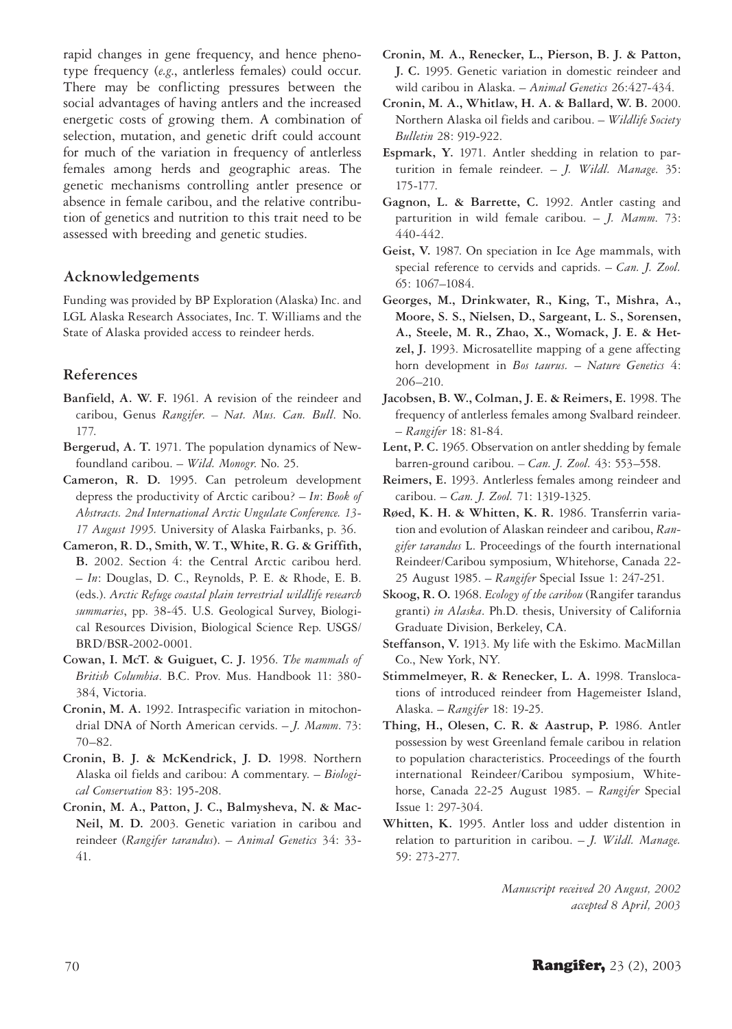rapid changes in gene frequency, and hence phenotype frequency (*e.g.*, antlerless females) could occur. There may be conflicting pressures between the social advantages of having antlers and the increased energetic costs of growing them. A combination of selection, mutation, and genetic drift could account for much of the variation in frequency of antlerless females among herds and geographic areas. The genetic mechanisms controlling antler presence or absence in female caribou, and the relative contribution of genetics and nutrition to this trait need to be assessed with breeding and genetic studies.

## Acknowledgements

Funding was provided by BP Exploration (Alaska) Inc. and LGL Alaska Research Associates, Inc. T. Williams and the State of Alaska provided access to reindeer herds.

## References

**Banfield, A. W. F.** 1961. A revision of the reindeer and caribou, Genus *Rangifer*. – *Nat. Mus. Can. Bull*. No. 177.

**Bergerud, A. T.** 1971. The population dynamics of Newfoundland caribou. – *Wild. Monogr.* No. 25.

**Cameron, R. D.** 1995. Can petroleum development depress the productivity of Arctic caribou? – *In*: *Book of Abstracts. 2nd International Arctic Ungulate Conference. 13-17 August 1995.* University of Alaska Fairbanks, p. 36.

**Cameron, R. D., Smith, W. T., White, R. G. & Griffith, B.** 2002. Section 4: the Central Arctic caribou herd. – *In*: Douglas, D. C., Reynolds, P. E. & Rhode, E. B. (eds.). *Arctic Refuge coastal plain terrestrial wildlife research summaries*, pp. 38-45. U.S. Geological Survey, Biological Resources Division, Biological Science Rep. USGS/BRD/BSR-2002-0001.

**Cowan, I. McT. & Guiguet, C. J.** 1956. *The mammals of British Columbia*. B.C. Prov. Mus. Handbook 11: 380-384, Victoria.

**Cronin, M. A.** 1992. Intraspecific variation in mitochondrial DNA of North American cervids. – *J. Mamm.* 73: 70–82.

**Cronin, B. J. & McKendrick, J. D.** 1998. Northern Alaska oil fields and caribou: A commentary. – *Biological Conservation* 83: 195-208.

**Cronin, M. A., Patton, J. C., Balmysheva, N. & MacNeil, M. D.** 2003. Genetic variation in caribou and reindeer (*Rangifer tarandus*). – *Animal Genetics* 34: 33-41.

**Cronin, M. A., Renecker, L., Pierson, B. J. & Patton, J. C.** 1995. Genetic variation in domestic reindeer and wild caribou in Alaska. – *Animal Genetics* 26:427-434.

**Cronin, M. A., Whitlaw, H. A. & Ballard, W. B.** 2000. Northern Alaska oil fields and caribou. – *Wildlife Society Bulletin* 28: 919-922.

**Espmark, Y.** 1971. Antler shedding in relation to parturition in female reindeer. – *J. Wildl. Manage.* 35: 175-177.

**Gagnon, L. & Barrette, C.** 1992. Antler casting and parturition in wild female caribou. – *J. Mamm.* 73: 440-442.

**Geist, V.** 1987. On speciation in Ice Age mammals, with special reference to cervids and caprids. – *Can. J. Zool.* 65: 1067–1084.

**Georges, M., Drinkwater, R., King, T., Mishra, A., Moore, S. S., Nielsen, D., Sargeant, L. S., Sorensen, A., Steele, M. R., Zhao, X., Womack, J. E. & Hetzel, J.** 1993. Microsatellite mapping of a gene affecting horn development in *Bos taurus*. – *Nature Genetics* 4: 206–210.

**Jacobsen, B. W., Colman, J. E. & Reimers, E.** 1998. The frequency of antlerless females among Svalbard reindeer. – *Rangifer* 18: 81-84.

**Lent, P. C.** 1965. Observation on antler shedding by female barren-ground caribou. – *Can. J. Zool.* 43: 553–558.

**Reimers, E.** 1993. Antlerless females among reindeer and caribou. – *Can. J. Zool.* 71: 1319-1325.

**Røed, K. H. & Whitten, K. R.** 1986. Transferrin variation and evolution of Alaskan reindeer and caribou, *Rangifer tarandus* L. Proceedings of the fourth international Reindeer/Caribou symposium, Whitehorse, Canada 22-25 August 1985. – *Rangifer* Special Issue 1: 247-251.

**Skoog, R. O.** 1968. *Ecology of the caribou* (Rangifer tarandus granti) *in Alaska*. Ph.D. thesis, University of California Graduate Division, Berkeley, CA.

**Steffanson, V.** 1913. My life with the Eskimo. MacMillan Co., New York, NY.

**Stimmelmeyer, R. & Renecker, L. A.** 1998. Translocations of introduced reindeer from Hagemeister Island, Alaska. – *Rangifer* 18: 19-25.

**Thing, H., Olesen, C. R. & Aastrup, P.** 1986. Antler possession by west Greenland female caribou in relation to population characteristics. Proceedings of the fourth international Reindeer/Caribou symposium, Whitehorse, Canada 22-25 August 1985. – *Rangifer* Special Issue 1: 297-304.

**Whitten, K.** 1995. Antler loss and udder distention in relation to parturition in caribou. – *J. Wildl. Manage.* 59: 273-277.

*Manuscript received 20 August, 2002*
*accepted 8 April, 2003*